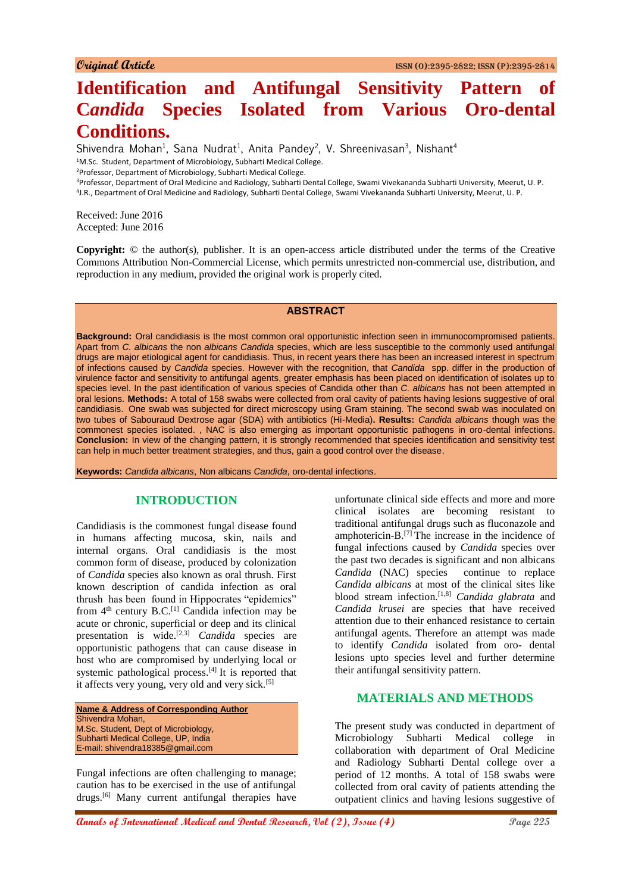Original Article

# Identification and Antifungal Sensitivity Pattern of *Candida* Species Isolated from Various Oro-dental Conditions.

Shivendra Mohan[1], Sana Nudrat[1], Anita Pandey[2], V. Shreenivasan[3], Nishant[4]

[1]M.Sc. Student, Department of Microbiology, Subharti Medical College.
[2]Professor, Department of Microbiology, Subharti Medical College.
[3]Professor, Department of Oral Medicine and Radiology, Subharti Dental College, Swami Vivekananda Subharti University, Meerut, U. P.
[4]J.R., Department of Oral Medicine and Radiology, Subharti Dental College, Swami Vivekananda Subharti University, Meerut, U. P.

Received: June 2016
Accepted: June 2016

**Copyright:** © the author(s), publisher. It is an open-access article distributed under the terms of the Creative Commons Attribution Non-Commercial License, which permits unrestricted non-commercial use, distribution, and reproduction in any medium, provided the original work is properly cited.

## ABSTRACT

**Background:** Oral candidiasis is the most common oral opportunistic infection seen in immunocompromised patients. Apart from *C. albicans* the non *albicans Candida* species, which are less susceptible to the commonly used antifungal drugs are major etiological agent for candidiasis. Thus, in recent years there has been an increased interest in spectrum of infections caused by *Candida* species. However with the recognition, that *Candida* spp. differ in the production of virulence factor and sensitivity to antifungal agents, greater emphasis has been placed on identification of isolates up to species level. In the past identification of various species of Candida other than *C. albicans* has not been attempted in oral lesions. **Methods:** A total of 158 swabs were collected from oral cavity of patients having lesions suggestive of oral candidiasis. One swab was subjected for direct microscopy using Gram staining. The second swab was inoculated on two tubes of Sabouraud Dextrose agar (SDA) with antibiotics (Hi-Media)**. Results:** *Candida albicans* though was the commonest species isolated. , NAC is also emerging as important opportunistic pathogens in oro-dental infections. **Conclusion:** In view of the changing pattern, it is strongly recommended that species identification and sensitivity test can help in much better treatment strategies, and thus, gain a good control over the disease.

**Keywords:** *Candida albicans*, Non albicans *Candida*, oro-dental infections.

## INTRODUCTION

Candidiasis is the commonest fungal disease found in humans affecting mucosa, skin, nails and internal organs. Oral candidiasis is the most common form of disease, produced by colonization of *Candida* species also known as oral thrush. First known description of candida infection as oral thrush has been found in Hippocrates "epidemics" from 4th century B.C.[1] Candida infection may be acute or chronic, superficial or deep and its clinical presentation is wide.[2,3] *Candida* species are opportunistic pathogens that can cause disease in host who are compromised by underlying local or systemic pathological process.[4] It is reported that it affects very young, very old and very sick.[5]

**Name & Address of Corresponding Author**
Shivendra Mohan,
M.Sc. Student, Dept of Microbiology,
Subharti Medical College, UP, India
E-mail: shivendra18385@gmail.com

Fungal infections are often challenging to manage; caution has to be exercised in the use of antifungal drugs.[6] Many current antifungal therapies have unfortunate clinical side effects and more and more clinical isolates are becoming resistant to traditional antifungal drugs such as fluconazole and amphotericin-B.[7] The increase in the incidence of fungal infections caused by *Candida* species over the past two decades is significant and non albicans *Candida* (NAC) species continue to replace *Candida albicans* at most of the clinical sites like blood stream infection.[1,8] *Candida glabrata* and *Candida krusei* are species that have received attention due to their enhanced resistance to certain antifungal agents. Therefore an attempt was made to identify *Candida* isolated from oro- dental lesions upto species level and further determine their antifungal sensitivity pattern.

## MATERIALS AND METHODS

The present study was conducted in department of Microbiology Subharti Medical college in collaboration with department of Oral Medicine and Radiology Subharti Dental college over a period of 12 months. A total of 158 swabs were collected from oral cavity of patients attending the outpatient clinics and having lesions suggestive of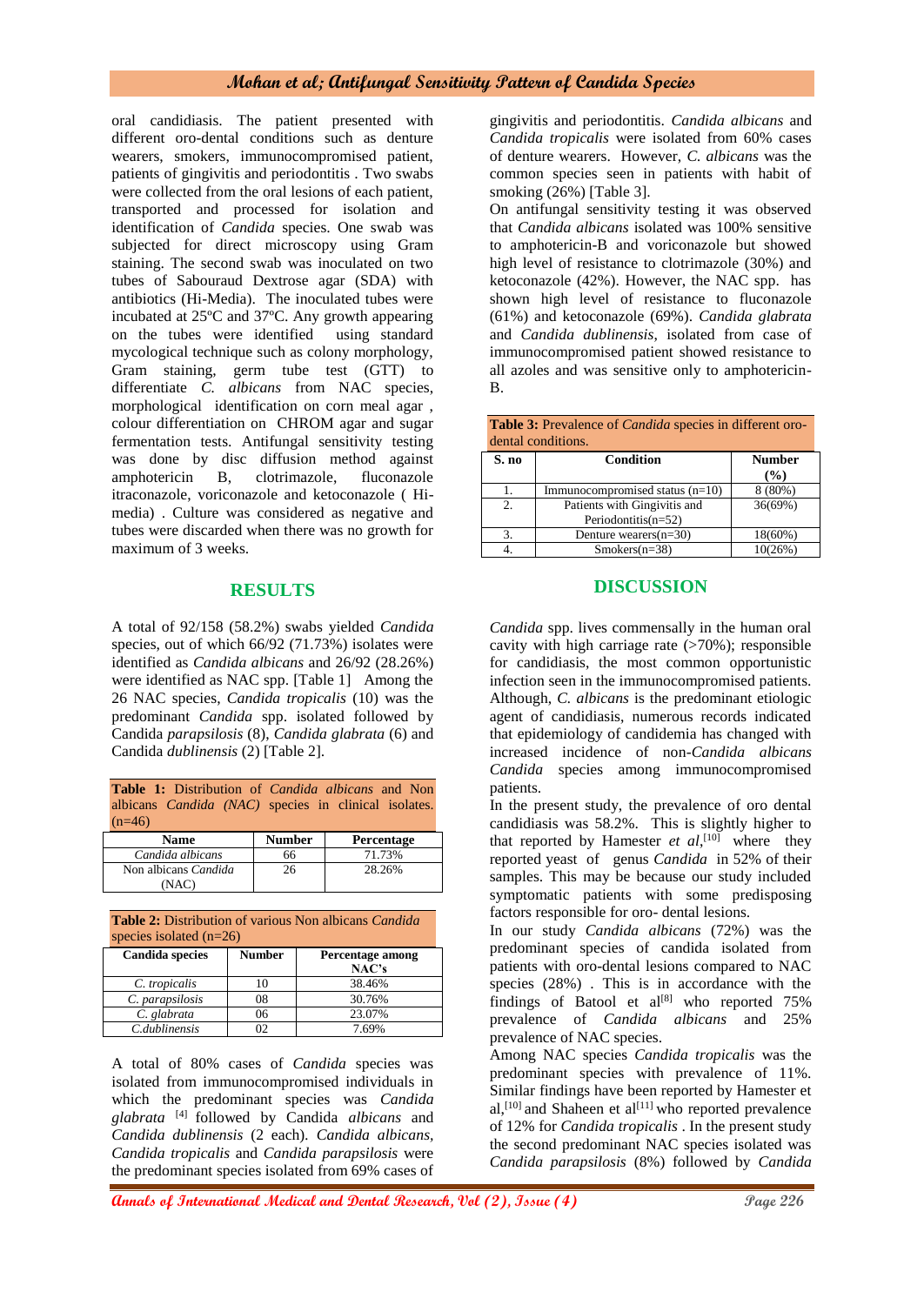oral candidiasis. The patient presented with different oro-dental conditions such as denture wearers, smokers, immunocompromised patient, patients of gingivitis and periodontitis . Two swabs were collected from the oral lesions of each patient, transported and processed for isolation and identification of *Candida* species. One swab was subjected for direct microscopy using Gram staining. The second swab was inoculated on two tubes of Sabouraud Dextrose agar (SDA) with antibiotics (Hi-Media). The inoculated tubes were incubated at 25ºC and 37ºC. Any growth appearing on the tubes were identified using standard mycological technique such as colony morphology, Gram staining, germ tube test (GTT) to differentiate *C. albicans* from NAC species, morphological identification on corn meal agar , colour differentiation on CHROM agar and sugar fermentation tests. Antifungal sensitivity testing was done by disc diffusion method against amphotericin B, clotrimazole, fluconazole itraconazole, voriconazole and ketoconazole ( Hi-media) . Culture was considered as negative and tubes were discarded when there was no growth for maximum of 3 weeks.

## RESULTS

A total of 92/158 (58.2%) swabs yielded *Candida* species, out of which 66/92 (71.73%) isolates were identified as *Candida albicans* and 26/92 (28.26%) were identified as NAC spp. [Table 1] Among the 26 NAC species, *Candida tropicalis* (10) was the predominant *Candida* spp. isolated followed by Candida *parapsilosis* (8), *Candida glabrata* (6) and Candida *dublinensis* (2) [Table 2].

**Table 1:** Distribution of *Candida albicans* and Non albicans *Candida (NAC)* species in clinical isolates. (n=46)

| Name | Number | Percentage |
|---|---|---|
| *Candida albicans* | 66 | 71.73% |
| Non albicans *Candida* (NAC) | 26 | 28.26% |

**Table 2:** Distribution of various Non albicans *Candida* species isolated (n=26)

| Candida species | Number | Percentage among NAC's |
|---|---|---|
| *C. tropicalis* | 10 | 38.46% |
| *C. parapsilosis* | 08 | 30.76% |
| *C. glabrata* | 06 | 23.07% |
| *C.dublinensis* | 02 | 7.69% |

A total of 80% cases of *Candida* species was isolated from immunocompromised individuals in which the predominant species was *Candida glabrata* [4] followed by Candida *albicans* and *Candida dublinensis* (2 each). *Candida albicans, Candida tropicalis* and *Candida parapsilosis* were the predominant species isolated from 69% cases of gingivitis and periodontitis. *Candida albicans* and *Candida tropicalis* were isolated from 60% cases of denture wearers. However, *C. albicans* was the common species seen in patients with habit of smoking (26%) [Table 3].

On antifungal sensitivity testing it was observed that *Candida albicans* isolated was 100% sensitive to amphotericin-B and voriconazole but showed high level of resistance to clotrimazole (30%) and ketoconazole (42%). However, the NAC spp. has shown high level of resistance to fluconazole (61%) and ketoconazole (69%). *Candida glabrata* and *Candida dublinensis*, isolated from case of immunocompromised patient showed resistance to all azoles and was sensitive only to amphotericin-B.

**Table 3:** Prevalence of *Candida* species in different oro-dental conditions.

| S. no | Condition | Number (%) |
|---|---|---|
| 1. | Immunocompromised status (n=10) | 8 (80%) |
| 2. | Patients with Gingivitis and Periodontitis(n=52) | 36(69%) |
| 3. | Denture wearers(n=30) | 18(60%) |
| 4. | Smokers(n=38) | 10(26%) |

## DISCUSSION

*Candida* spp. lives commensally in the human oral cavity with high carriage rate (>70%); responsible for candidiasis, the most common opportunistic infection seen in the immunocompromised patients. Although, *C. albicans* is the predominant etiologic agent of candidiasis, numerous records indicated that epidemiology of candidemia has changed with increased incidence of non-*Candida albicans Candida* species among immunocompromised patients.

In the present study, the prevalence of oro dental candidiasis was 58.2%. This is slightly higher to that reported by Hamester *et al*,[10] where they reported yeast of genus *Candida* in 52% of their samples. This may be because our study included symptomatic patients with some predisposing factors responsible for oro- dental lesions.

In our study *Candida albicans* (72%) was the predominant species of candida isolated from patients with oro-dental lesions compared to NAC species (28%) . This is in accordance with the findings of Batool et al[8] who reported 75% prevalence of *Candida albicans* and 25% prevalence of NAC species.

Among NAC species *Candida tropicalis* was the predominant species with prevalence of 11%. Similar findings have been reported by Hamester et al,[10] and Shaheen et al[11] who reported prevalence of 12% for *Candida tropicalis* . In the present study the second predominant NAC species isolated was *Candida parapsilosis* (8%) followed by *Candida*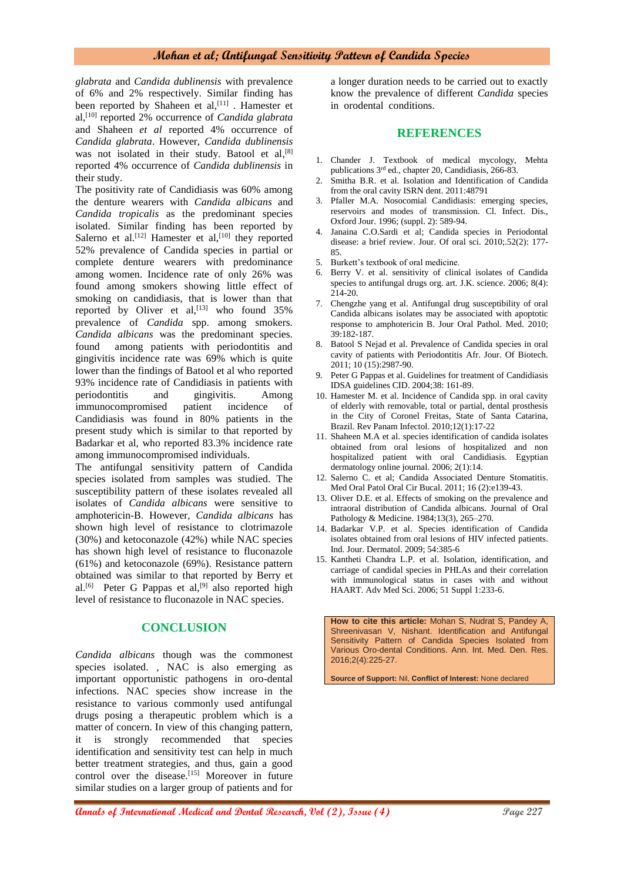*glabrata* and *Candida dublinensis* with prevalence of 6% and 2% respectively. Similar finding has been reported by Shaheen et al,[11] . Hamester et al,[10] reported 2% occurrence of *Candida glabrata* and Shaheen *et al* reported 4% occurrence of *Candida glabrata*. However, *Candida dublinensis* was not isolated in their study. Batool et al,[8] reported 4% occurrence of *Candida dublinensis* in their study.

The positivity rate of Candidiasis was 60% among the denture wearers with *Candida albicans* and *Candida tropicalis* as the predominant species isolated. Similar finding has been reported by Salerno et al.[12] Hamester et al,[10] they reported 52% prevalence of Candida species in partial or complete denture wearers with predominance among women. Incidence rate of only 26% was found among smokers showing little effect of smoking on candidiasis, that is lower than that reported by Oliver et al,[13] who found 35% prevalence of *Candida* spp. among smokers. *Candida albicans* was the predominant species. found among patients with periodontitis and gingivitis incidence rate was 69% which is quite lower than the findings of Batool et al who reported 93% incidence rate of Candidiasis in patients with periodontitis and gingivitis. Among immunocompromised patient incidence of Candidiasis was found in 80% patients in the present study which is similar to that reported by Badarkar et al, who reported 83.3% incidence rate among immunocompromised individuals.

The antifungal sensitivity pattern of Candida species isolated from samples was studied. The susceptibility pattern of these isolates revealed all isolates of *Candida albicans* were sensitive to amphotericin-B. However, *Candida albicans* has shown high level of resistance to clotrimazole (30%) and ketoconazole (42%) while NAC species has shown high level of resistance to fluconazole (61%) and ketoconazole (69%). Resistance pattern obtained was similar to that reported by Berry et al.[6] Peter G Pappas et al,[9] also reported high level of resistance to fluconazole in NAC species.

## CONCLUSION

*Candida albicans* though was the commonest species isolated. , NAC is also emerging as important opportunistic pathogens in oro-dental infections. NAC species show increase in the resistance to various commonly used antifungal drugs posing a therapeutic problem which is a matter of concern. In view of this changing pattern, it is strongly recommended that species identification and sensitivity test can help in much better treatment strategies, and thus, gain a good control over the disease.[15] Moreover in future similar studies on a larger group of patients and for a longer duration needs to be carried out to exactly know the prevalence of different *Candida* species in orodental conditions.

## REFERENCES

1. Chander J. Textbook of medical mycology, Mehta publications 3rd ed., chapter 20, Candidiasis, 266-83.
2. Smitha B.R. et al. Isolation and Identification of Candida from the oral cavity ISRN dent. 2011:48791
3. Pfaller M.A. Nosocomial Candidiasis: emerging species, reservoirs and modes of transmission. Cl. Infect. Dis., Oxford Jour. 1996; (suppl. 2): 589-94.
4. Janaina C.O.Sardi et al; Candida species in Periodontal disease: a brief review. Jour. Of oral sci. 2010;.52(2): 177-85.
5. Burkett's textbook of oral medicine.
6. Berry V. et al. sensitivity of clinical isolates of Candida species to antifungal drugs org. art. J.K. science. 2006; 8(4): 214-20.
7. Chengzhe yang et al. Antifungal drug susceptibility of oral Candida albicans isolates may be associated with apoptotic response to amphotericin B. Jour Oral Pathol. Med. 2010; 39:182-187.
8. Batool S Nejad et al. Prevalence of Candida species in oral cavity of patients with Periodontitis Afr. Jour. Of Biotech. 2011; 10 (15):2987-90.
9. Peter G Pappas et al. Guidelines for treatment of Candidiasis IDSA guidelines CID. 2004;38: 161-89.
10. Hamester M. et al. Incidence of Candida spp. in oral cavity of elderly with removable, total or partial, dental prosthesis in the City of Coronel Freitas, State of Santa Catarina, Brazil. Rev Panam Infectol. 2010;12(1):17-22
11. Shaheen M.A et al. species identification of candida isolates obtained from oral lesions of hospitalized and non hospitalized patient with oral Candidiasis. Egyptian dermatology online journal. 2006; 2(1):14.
12. Salerno C. et al; Candida Associated Denture Stomatitis. Med Oral Patol Oral Cir Bucal. 2011; 16 (2):e139-43.
13. Oliver D.E. et al. Effects of smoking on the prevalence and intraoral distribution of Candida albicans. Journal of Oral Pathology & Medicine. 1984;13(3), 265–270.
14. Badarkar V.P. et al. Species identification of Candida isolates obtained from oral lesions of HIV infected patients. Ind. Jour. Dermatol. 2009; 54:385-6
15. Kantheti Chandra L.P. et al. Isolation, identification, and carriage of candidal species in PHLAs and their correlation with immunological status in cases with and without HAART. Adv Med Sci. 2006; 51 Suppl 1:233-6.

**How to cite this article:** Mohan S, Nudrat S, Pandey A, Shreenivasan V, Nishant. Identification and Antifungal Sensitivity Pattern of Candida Species Isolated from Various Oro-dental Conditions. Ann. Int. Med. Den. Res. 2016;2(4):225-27.

**Source of Support:** Nil, **Conflict of Interest:** None declared